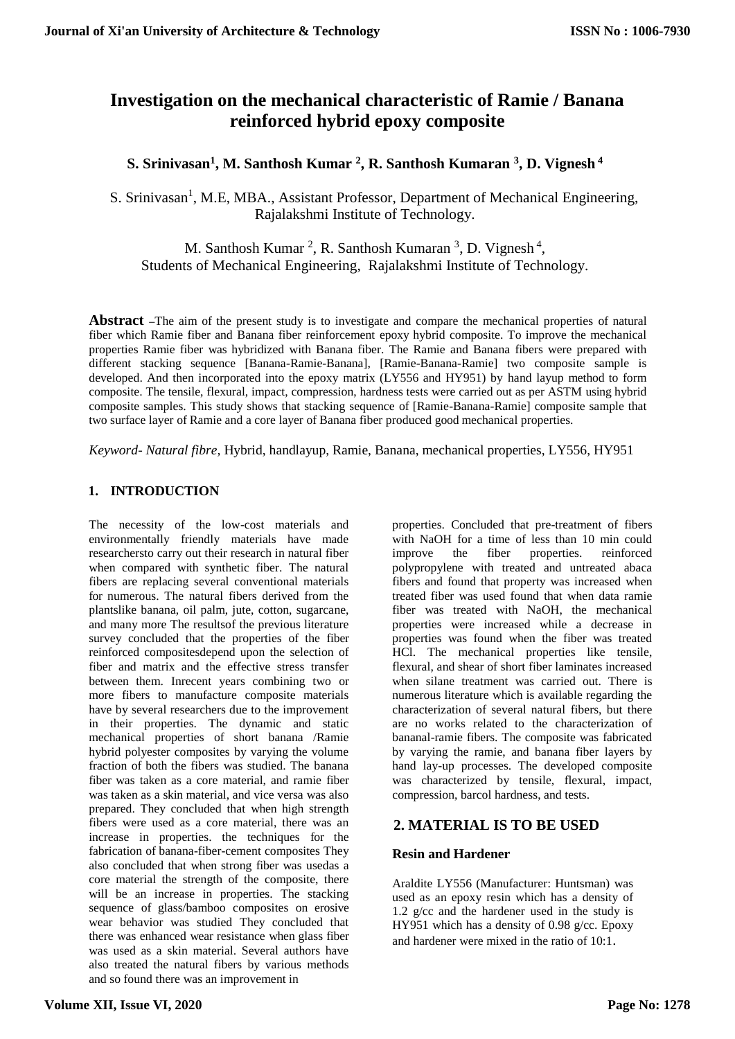# Investigation on the mechanical characteristic of Ramie / Banana reinforced hybrid epoxy composite

**S. Srinivasan[1], M. Santhosh Kumar [2], R. Santhosh Kumaran [3], D. Vignesh [4]**

S. Srinivasan[1], M.E, MBA., Assistant Professor, Department of Mechanical Engineering, Rajalakshmi Institute of Technology.

M. Santhosh Kumar [2], R. Santhosh Kumaran [3], D. Vignesh [4], Students of Mechanical Engineering, Rajalakshmi Institute of Technology.

**Abstract** –The aim of the present study is to investigate and compare the mechanical properties of natural fiber which Ramie fiber and Banana fiber reinforcement epoxy hybrid composite. To improve the mechanical properties Ramie fiber was hybridized with Banana fiber. The Ramie and Banana fibers were prepared with different stacking sequence [Banana-Ramie-Banana], [Ramie-Banana-Ramie] two composite sample is developed. And then incorporated into the epoxy matrix (LY556 and HY951) by hand layup method to form composite. The tensile, flexural, impact, compression, hardness tests were carried out as per ASTM using hybrid composite samples. This study shows that stacking sequence of [Ramie-Banana-Ramie] composite sample that two surface layer of Ramie and a core layer of Banana fiber produced good mechanical properties.

*Keyword- Natural fibre,* Hybrid, handlayup, Ramie, Banana, mechanical properties, LY556, HY951

## 1. INTRODUCTION

The necessity of the low-cost materials and environmentally friendly materials have made researchersto carry out their research in natural fiber when compared with synthetic fiber. The natural fibers are replacing several conventional materials for numerous. The natural fibers derived from the plantslike banana, oil palm, jute, cotton, sugarcane, and many more The resultsof the previous literature survey concluded that the properties of the fiber reinforced compositesdepend upon the selection of fiber and matrix and the effective stress transfer between them. Inrecent years combining two or more fibers to manufacture composite materials have by several researchers due to the improvement in their properties. The dynamic and static mechanical properties of short banana /Ramie hybrid polyester composites by varying the volume fraction of both the fibers was studied. The banana fiber was taken as a core material, and ramie fiber was taken as a skin material, and vice versa was also prepared. They concluded that when high strength fibers were used as a core material, there was an increase in properties. the techniques for the fabrication of banana-fiber-cement composites They also concluded that when strong fiber was usedas a core material the strength of the composite, there will be an increase in properties. The stacking sequence of glass/bamboo composites on erosive wear behavior was studied They concluded that there was enhanced wear resistance when glass fiber was used as a skin material. Several authors have also treated the natural fibers by various methods and so found there was an improvement in properties. Concluded that pre-treatment of fibers with NaOH for a time of less than 10 min could improve the fiber properties. reinforced polypropylene with treated and untreated abaca fibers and found that property was increased when treated fiber was used found that when data ramie fiber was treated with NaOH, the mechanical properties were increased while a decrease in properties was found when the fiber was treated HCl. The mechanical properties like tensile, flexural, and shear of short fiber laminates increased when silane treatment was carried out. There is numerous literature which is available regarding the characterization of several natural fibers, but there are no works related to the characterization of bananal-ramie fibers. The composite was fabricated by varying the ramie, and banana fiber layers by hand lay-up processes. The developed composite was characterized by tensile, flexural, impact, compression, barcol hardness, and tests.

## 2. MATERIAL IS TO BE USED

### Resin and Hardener

Araldite LY556 (Manufacturer: Huntsman) was used as an epoxy resin which has a density of 1.2 g/cc and the hardener used in the study is HY951 which has a density of 0.98 g/cc. Epoxy and hardener were mixed in the ratio of 10:1.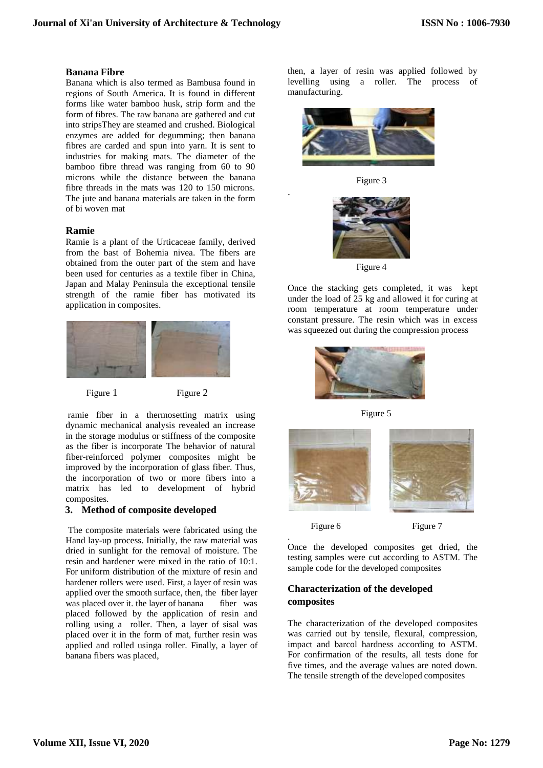### Banana Fibre

Banana which is also termed as Bambusa found in regions of South America. It is found in different forms like water bamboo husk, strip form and the form of fibres. The raw banana are gathered and cut into stripsThey are steamed and crushed. Biological enzymes are added for degumming; then banana fibres are carded and spun into yarn. It is sent to industries for making mats. The diameter of the bamboo fibre thread was ranging from 60 to 90 microns while the distance between the banana fibre threads in the mats was 120 to 150 microns. The jute and banana materials are taken in the form of bi woven mat

### Ramie

Ramie is a plant of the Urticaceae family, derived from the bast of Bohemia nivea. The fibers are obtained from the outer part of the stem and have been used for centuries as a textile fiber in China, Japan and Malay Peninsula the exceptional tensile strength of the ramie fiber has motivated its application in composites.

Figure 1

Figure 2

ramie fiber in a thermosetting matrix using dynamic mechanical analysis revealed an increase in the storage modulus or stiffness of the composite as the fiber is incorporate The behavior of natural fiber-reinforced polymer composites might be improved by the incorporation of glass fiber. Thus, the incorporation of two or more fibers into a matrix has led to development of hybrid composites.

## 3. Method of composite developed

The composite materials were fabricated using the Hand lay-up process. Initially, the raw material was dried in sunlight for the removal of moisture. The resin and hardener were mixed in the ratio of 10:1. For uniform distribution of the mixture of resin and hardener rollers were used. First, a layer of resin was applied over the smooth surface, then, the fiber layer was placed over it. the layer of banana fiber was placed followed by the application of resin and rolling using a roller. Then, a layer of sisal was placed over it in the form of mat, further resin was applied and rolled usinga roller. Finally, a layer of banana fibers was placed, then, a layer of resin was applied followed by levelling using a roller. The process of manufacturing.

Figure 3

Figure 4

Once the stacking gets completed, it was kept under the load of 25 kg and allowed it for curing at room temperature at room temperature under constant pressure. The resin which was in excess was squeezed out during the compression process

Figure 5

Figure 6

Figure 7

Once the developed composites get dried, the testing samples were cut according to ASTM. The sample code for the developed composites

### Characterization of the developed composites

The characterization of the developed composites was carried out by tensile, flexural, compression, impact and barcol hardness according to ASTM. For confirmation of the results, all tests done for five times, and the average values are noted down. The tensile strength of the developed composites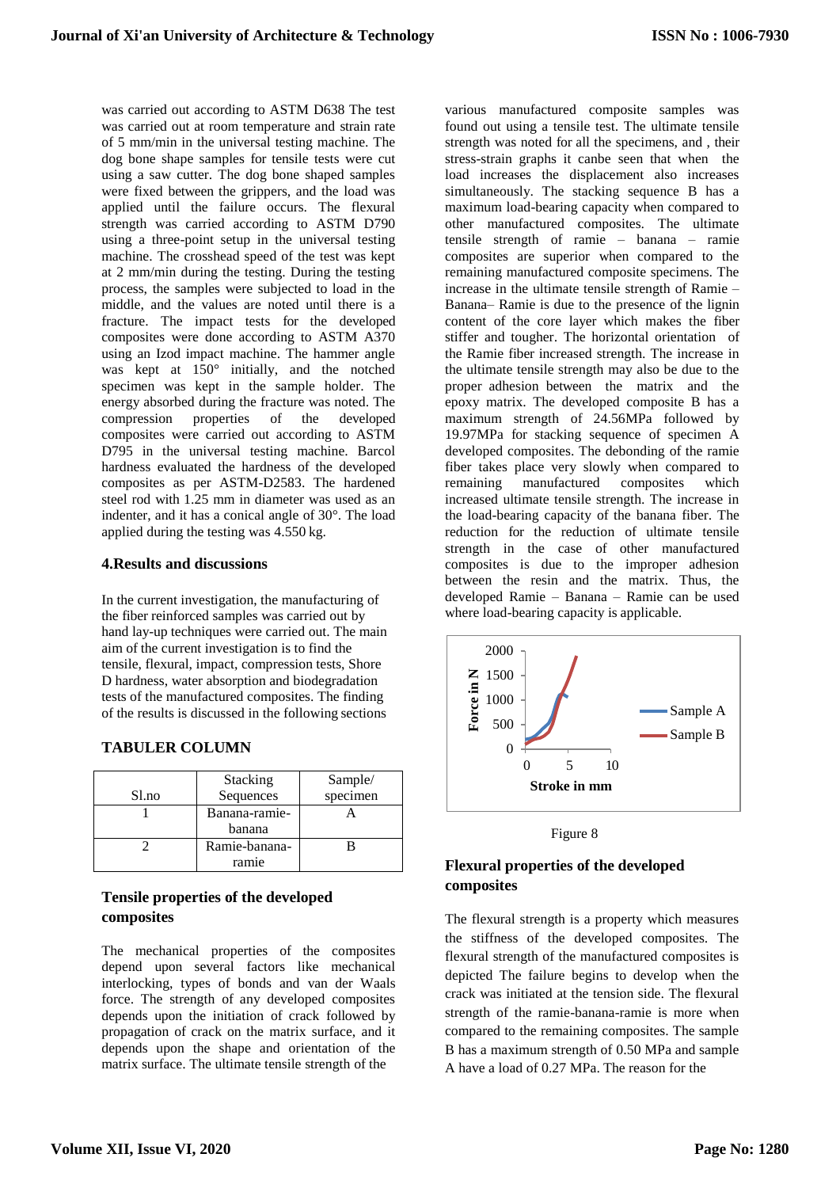was carried out according to ASTM D638 The test was carried out at room temperature and strain rate of 5 mm/min in the universal testing machine. The dog bone shape samples for tensile tests were cut using a saw cutter. The dog bone shaped samples were fixed between the grippers, and the load was applied until the failure occurs. The flexural strength was carried according to ASTM D790 using a three-point setup in the universal testing machine. The crosshead speed of the test was kept at 2 mm/min during the testing. During the testing process, the samples were subjected to load in the middle, and the values are noted until there is a fracture. The impact tests for the developed composites were done according to ASTM A370 using an Izod impact machine. The hammer angle was kept at 150° initially, and the notched specimen was kept in the sample holder. The energy absorbed during the fracture was noted. The compression properties of the developed composites were carried out according to ASTM D795 in the universal testing machine. Barcol hardness evaluated the hardness of the developed composites as per ASTM-D2583. The hardened steel rod with 1.25 mm in diameter was used as an indenter, and it has a conical angle of 30°. The load applied during the testing was 4.550 kg.

## 4.Results and discussions

In the current investigation, the manufacturing of the fiber reinforced samples was carried out by hand lay-up techniques were carried out. The main aim of the current investigation is to find the tensile, flexural, impact, compression tests, Shore D hardness, water absorption and biodegradation tests of the manufactured composites. The finding of the results is discussed in the following sections

**TABULER COLUMN**

| Sl.no | Stacking Sequences | Sample/ specimen |
|---|---|---|
| 1 | Banana-ramie-banana | A |
| 2 | Ramie-banana-ramie | B |

### Tensile properties of the developed composites

The mechanical properties of the composites depend upon several factors like mechanical interlocking, types of bonds and van der Waals force. The strength of any developed composites depends upon the initiation of crack followed by propagation of crack on the matrix surface, and it depends upon the shape and orientation of the matrix surface. The ultimate tensile strength of the various manufactured composite samples was found out using a tensile test. The ultimate tensile strength was noted for all the specimens, and , their stress-strain graphs it canbe seen that when the load increases the displacement also increases simultaneously. The stacking sequence B has a maximum load-bearing capacity when compared to other manufactured composites. The ultimate tensile strength of ramie – banana – ramie composites are superior when compared to the remaining manufactured composite specimens. The increase in the ultimate tensile strength of Ramie – Banana– Ramie is due to the presence of the lignin content of the core layer which makes the fiber stiffer and tougher. The horizontal orientation of the Ramie fiber increased strength. The increase in the ultimate tensile strength may also be due to the proper adhesion between the matrix and the epoxy matrix. The developed composite B has a maximum strength of 24.56MPa followed by 19.97MPa for stacking sequence of specimen A developed composites. The debonding of the ramie fiber takes place very slowly when compared to remaining manufactured composites which increased ultimate tensile strength. The increase in the load-bearing capacity of the banana fiber. The reduction for the reduction of ultimate tensile strength in the case of other manufactured composites is due to the improper adhesion between the resin and the matrix. Thus, the developed Ramie – Banana – Ramie can be used where load-bearing capacity is applicable.

Figure 8

### Flexural properties of the developed composites

The flexural strength is a property which measures the stiffness of the developed composites. The flexural strength of the manufactured composites is depicted The failure begins to develop when the crack was initiated at the tension side. The flexural strength of the ramie-banana-ramie is more when compared to the remaining composites. The sample B has a maximum strength of 0.50 MPa and sample A have a load of 0.27 MPa. The reason for the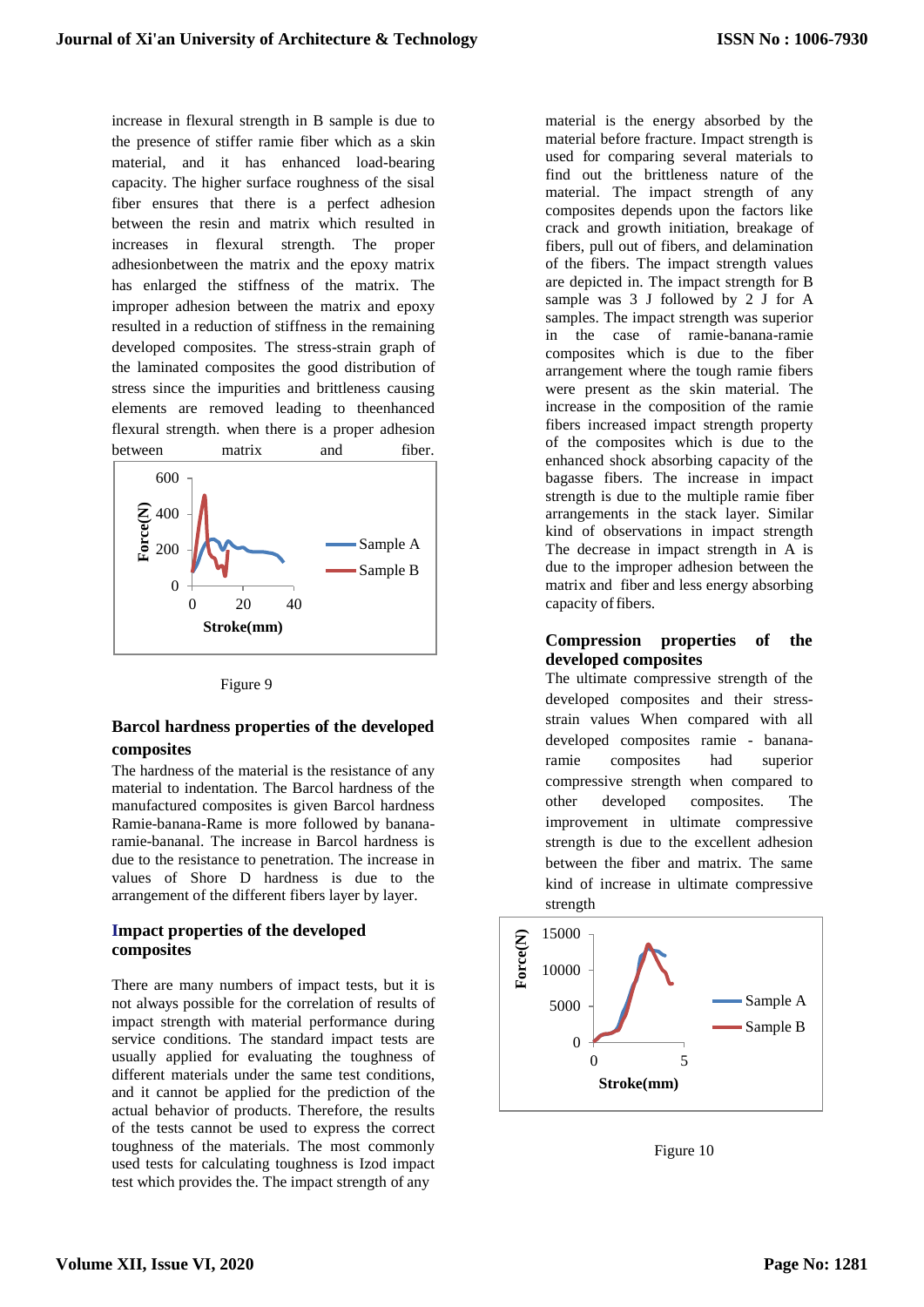increase in flexural strength in B sample is due to the presence of stiffer ramie fiber which as a skin material, and it has enhanced load-bearing capacity. The higher surface roughness of the sisal fiber ensures that there is a perfect adhesion between the resin and matrix which resulted in increases in flexural strength. The proper adhesionbetween the matrix and the epoxy matrix has enlarged the stiffness of the matrix. The improper adhesion between the matrix and epoxy resulted in a reduction of stiffness in the remaining developed composites. The stress-strain graph of the laminated composites the good distribution of stress since the impurities and brittleness causing elements are removed leading to theenhanced flexural strength. when there is a proper adhesion between matrix and fiber.

Figure 9

## Barcol hardness properties of the developed composites

The hardness of the material is the resistance of any material to indentation. The Barcol hardness of the manufactured composites is given Barcol hardness Ramie-banana-Rame is more followed by banana-ramie-bananal. The increase in Barcol hardness is due to the resistance to penetration. The increase in values of Shore D hardness is due to the arrangement of the different fibers layer by layer.

## Impact properties of the developed composites

There are many numbers of impact tests, but it is not always possible for the correlation of results of impact strength with material performance during service conditions. The standard impact tests are usually applied for evaluating the toughness of different materials under the same test conditions, and it cannot be applied for the prediction of the actual behavior of products. Therefore, the results of the tests cannot be used to express the correct toughness of the materials. The most commonly used tests for calculating toughness is Izod impact test which provides the. The impact strength of any material is the energy absorbed by the material before fracture. Impact strength is used for comparing several materials to find out the brittleness nature of the material. The impact strength of any composites depends upon the factors like crack and growth initiation, breakage of fibers, pull out of fibers, and delamination of the fibers. The impact strength values are depicted in. The impact strength for B sample was 3 J followed by 2 J for A samples. The impact strength was superior in the case of ramie-banana-ramie composites which is due to the fiber arrangement where the tough ramie fibers were present as the skin material. The increase in the composition of the ramie fibers increased impact strength property of the composites which is due to the enhanced shock absorbing capacity of the bagasse fibers. The increase in impact strength is due to the multiple ramie fiber arrangements in the stack layer. Similar kind of observations in impact strength The decrease in impact strength in A is due to the improper adhesion between the matrix and fiber and less energy absorbing capacity of fibers.

## Compression properties of the developed composites

The ultimate compressive strength of the developed composites and their stress-strain values When compared with all developed composites ramie - banana-ramie composites had superior compressive strength when compared to other developed composites. The improvement in ultimate compressive strength is due to the excellent adhesion between the fiber and matrix. The same kind of increase in ultimate compressive strength

Figure 10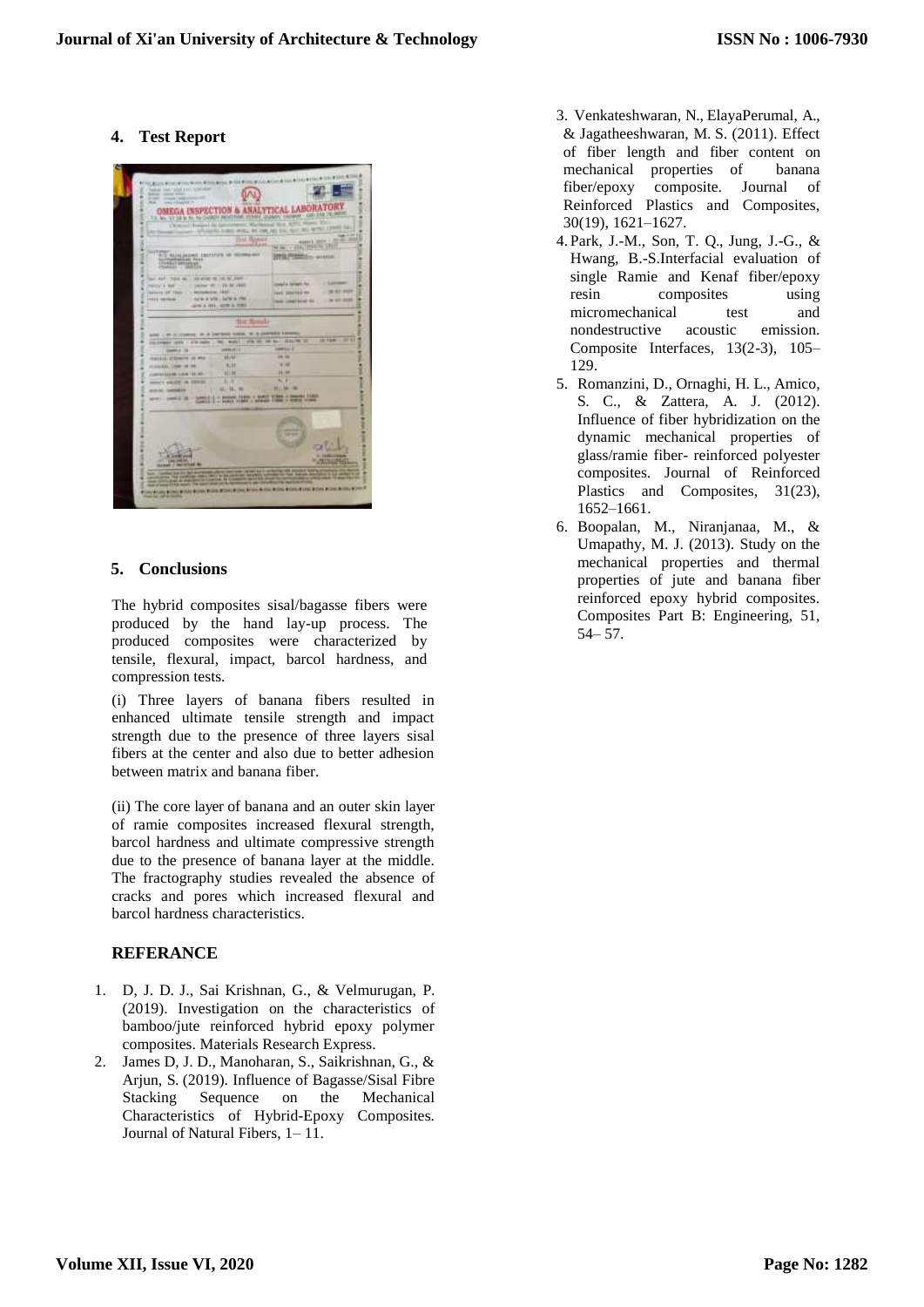## 4. Test Report

## 5. Conclusions

The hybrid composites sisal/bagasse fibers were produced by the hand lay-up process. The produced composites were characterized by tensile, flexural, impact, barcol hardness, and compression tests.

(i) Three layers of banana fibers resulted in enhanced ultimate tensile strength and impact strength due to the presence of three layers sisal fibers at the center and also due to better adhesion between matrix and banana fiber.

(ii) The core layer of banana and an outer skin layer of ramie composites increased flexural strength, barcol hardness and ultimate compressive strength due to the presence of banana layer at the middle. The fractography studies revealed the absence of cracks and pores which increased flexural and barcol hardness characteristics.

## REFERANCE

1. D, J. D. J., Sai Krishnan, G., & Velmurugan, P. (2019). Investigation on the characteristics of bamboo/jute reinforced hybrid epoxy polymer composites. Materials Research Express.
2. James D, J. D., Manoharan, S., Saikrishnan, G., & Arjun, S. (2019). Influence of Bagasse/Sisal Fibre Stacking Sequence on the Mechanical Characteristics of Hybrid-Epoxy Composites. Journal of Natural Fibers, 1– 11.
3. Venkateshwaran, N., ElayaPerumal, A., & Jagatheeshwaran, M. S. (2011). Effect of fiber length and fiber content on mechanical properties of banana fiber/epoxy composite. Journal of Reinforced Plastics and Composites, 30(19), 1621–1627.
4. Park, J.-M., Son, T. Q., Jung, J.-G., & Hwang, B.-S.Interfacial evaluation of single Ramie and Kenaf fiber/epoxy resin composites using micromechanical test and nondestructive acoustic emission. Composite Interfaces, 13(2-3), 105–129.
5. Romanzini, D., Ornaghi, H. L., Amico, S. C., & Zattera, A. J. (2012). Influence of fiber hybridization on the dynamic mechanical properties of glass/ramie fiber- reinforced polyester composites. Journal of Reinforced Plastics and Composites, 31(23), 1652–1661.
6. Boopalan, M., Niranjanaa, M., & Umapathy, M. J. (2013). Study on the mechanical properties and thermal properties of jute and banana fiber reinforced epoxy hybrid composites. Composites Part B: Engineering, 51, 54– 57.